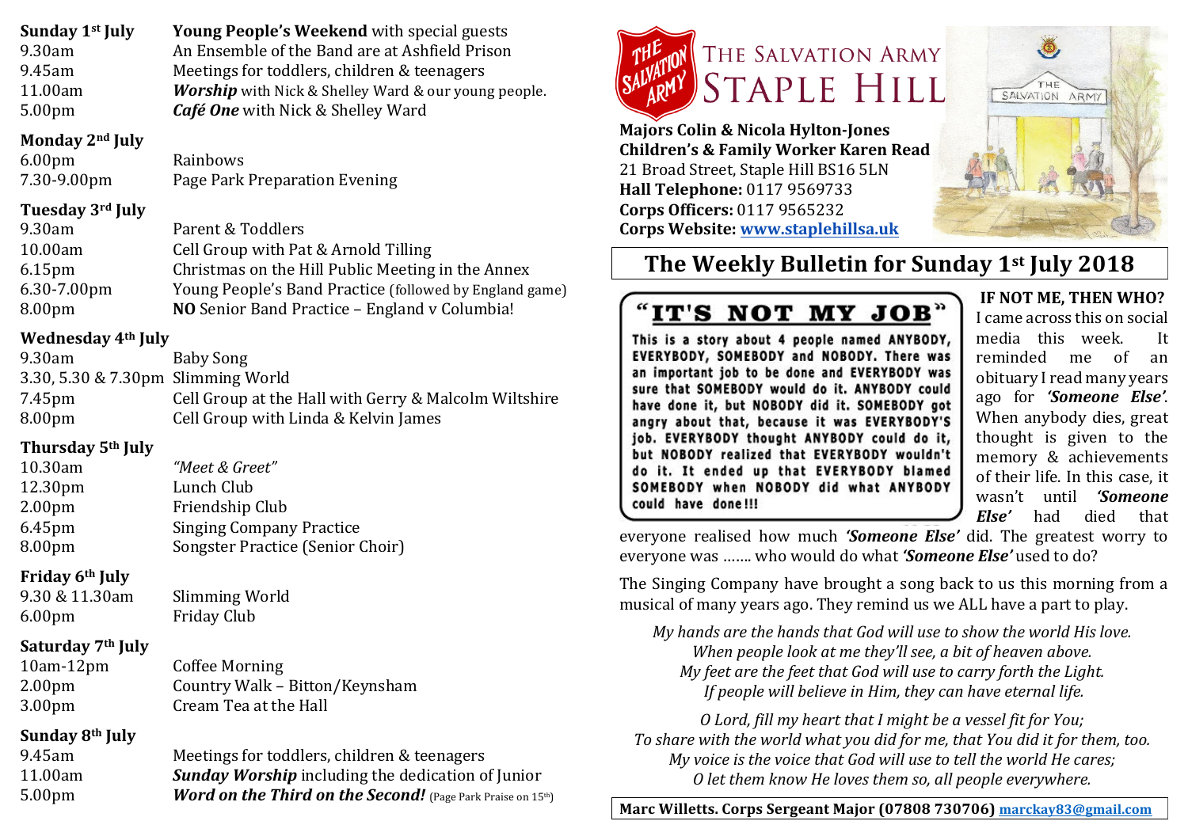# THE SALVATION ARMY STAPLE HILL

**Majors Colin & Nicola Hylton-Jones**
**Children's & Family Worker Karen Read**
21 Broad Street, Staple Hill BS16 5LN
**Hall Telephone:** 0117 9569733
**Corps Officers:** 0117 9565232
**Corps Website:** www.staplehillsa.uk

## The Weekly Bulletin for Sunday 1st July 2018

### Sunday 1st July

**Young People's Weekend** with special guests

| | |
|---|---|
| 9.30am | An Ensemble of the Band are at Ashfield Prison |
| 9.45am | Meetings for toddlers, children & teenagers |
| 11.00am | ***Worship*** with Nick & Shelley Ward & our young people. |
| 5.00pm | ***Café One*** with Nick & Shelley Ward |

### Monday 2nd July

| | |
|---|---|
| 6.00pm | Rainbows |
| 7.30-9.00pm | Page Park Preparation Evening |

### Tuesday 3rd July

| | |
|---|---|
| 9.30am | Parent & Toddlers |
| 10.00am | Cell Group with Pat & Arnold Tilling |
| 6.15pm | Christmas on the Hill Public Meeting in the Annex |
| 6.30-7.00pm | Young People's Band Practice (followed by England game) |
| 8.00pm | **NO** Senior Band Practice – England v Columbia! |

### Wednesday 4th July

| | |
|---|---|
| 9.30am | Baby Song |
| 3.30, 5.30 & 7.30pm | Slimming World |
| 7.45pm | Cell Group at the Hall with Gerry & Malcolm Wiltshire |
| 8.00pm | Cell Group with Linda & Kelvin James |

### Thursday 5th July

| | |
|---|---|
| 10.30am | *"Meet & Greet"* |
| 12.30pm | Lunch Club |
| 2.00pm | Friendship Club |
| 6.45pm | Singing Company Practice |
| 8.00pm | Songster Practice (Senior Choir) |

### Friday 6th July

| | |
|---|---|
| 9.30 & 11.30am | Slimming World |
| 6.00pm | Friday Club |

### Saturday 7th July

| | |
|---|---|
| 10am-12pm | Coffee Morning |
| 2.00pm | Country Walk – Bitton/Keynsham |
| 3.00pm | Cream Tea at the Hall |

### Sunday 8th July

| | |
|---|---|
| 9.45am | Meetings for toddlers, children & teenagers |
| 11.00am | ***Sunday Worship*** including the dedication of Junior |
| 5.00pm | ***Word on the Third on the Second!*** (Page Park Praise on 15th) |

### "IT'S NOT MY JOB"

This is a story about 4 people named ANYBODY, EVERYBODY, SOMEBODY and NOBODY. There was an important job to be done and EVERYBODY was sure that SOMEBODY would do it. ANYBODY could have done it, but NOBODY did it. SOMEBODY got angry about that, because it was EVERYBODY'S job. EVERYBODY thought ANYBODY could do it, but NOBODY realized that EVERYBODY wouldn't do it. It ended up that EVERYBODY blamed SOMEBODY when NOBODY did what ANYBODY could have done!!!

### IF NOT ME, THEN WHO?

I came across this on social media this week. It reminded me of an obituary I read many years ago for ***'Someone Else'***. When anybody dies, great thought is given to the memory & achievements of their life. In this case, it wasn't until ***'Someone Else'*** had died that everyone realised how much ***'Someone Else'*** did. The greatest worry to everyone was ……. who would do what ***'Someone Else'*** used to do?

The Singing Company have brought a song back to us this morning from a musical of many years ago. They remind us we ALL have a part to play.

*My hands are the hands that God will use to show the world His love.*
*When people look at me they'll see, a bit of heaven above.*
*My feet are the feet that God will use to carry forth the Light.*
*If people will believe in Him, they can have eternal life.*

*O Lord, fill my heart that I might be a vessel fit for You;*
*To share with the world what you did for me, that You did it for them, too.*
*My voice is the voice that God will use to tell the world He cares;*
*O let them know He loves them so, all people everywhere.*

**Marc Willetts. Corps Sergeant Major (07808 730706)** marckay83@gmail.com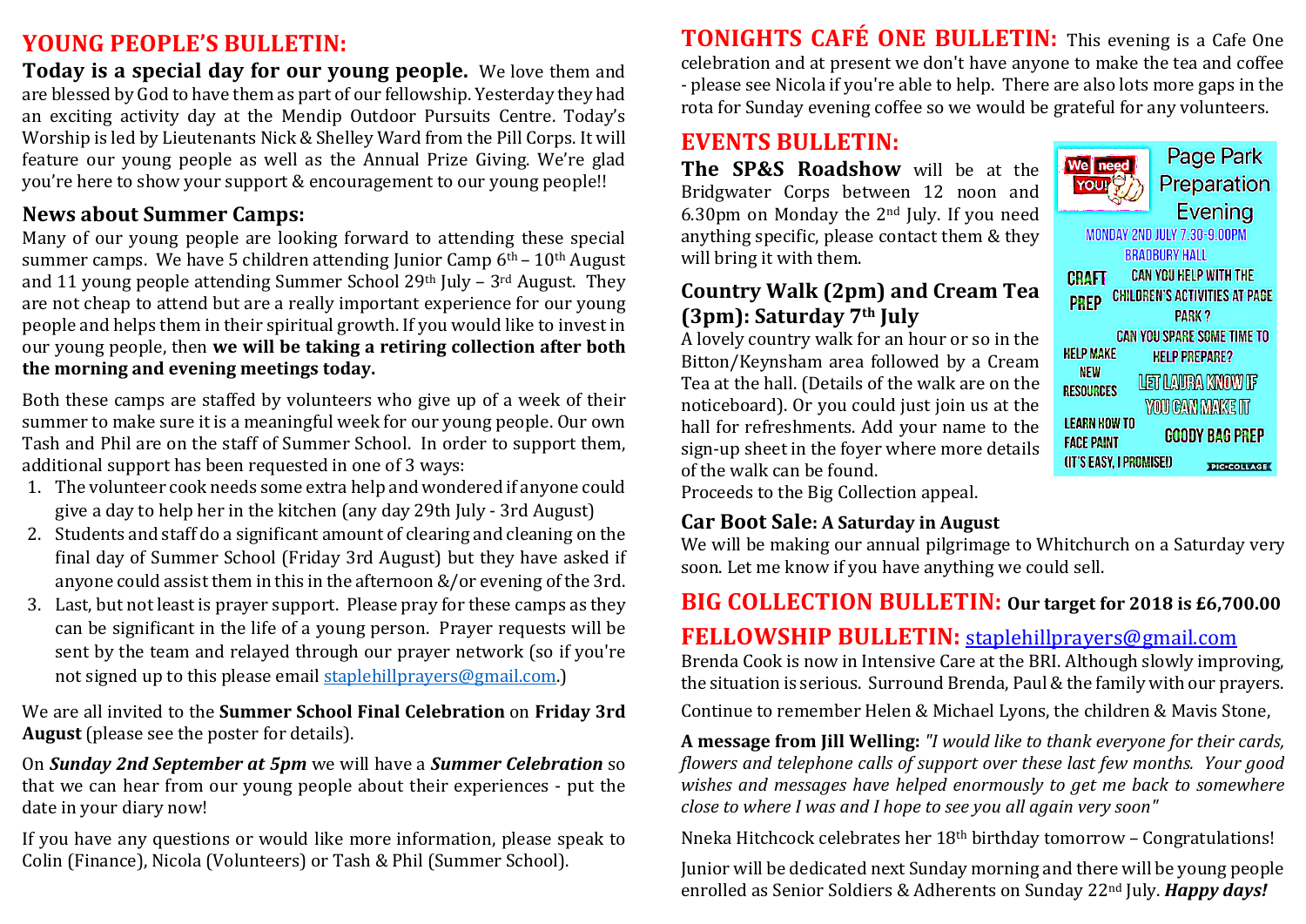## YOUNG PEOPLE'S BULLETIN:

**Today is a special day for our young people.** We love them and are blessed by God to have them as part of our fellowship. Yesterday they had an exciting activity day at the Mendip Outdoor Pursuits Centre. Today's Worship is led by Lieutenants Nick & Shelley Ward from the Pill Corps. It will feature our young people as well as the Annual Prize Giving. We're glad you're here to show your support & encouragement to our young people!!

### News about Summer Camps:

Many of our young people are looking forward to attending these special summer camps. We have 5 children attending Junior Camp 6th – 10th August and 11 young people attending Summer School 29th July – 3rd August. They are not cheap to attend but are a really important experience for our young people and helps them in their spiritual growth. If you would like to invest in our young people, then **we will be taking a retiring collection after both the morning and evening meetings today.**

Both these camps are staffed by volunteers who give up of a week of their summer to make sure it is a meaningful week for our young people. Our own Tash and Phil are on the staff of Summer School. In order to support them, additional support has been requested in one of 3 ways:

1. The volunteer cook needs some extra help and wondered if anyone could give a day to help her in the kitchen (any day 29th July - 3rd August)
2. Students and staff do a significant amount of clearing and cleaning on the final day of Summer School (Friday 3rd August) but they have asked if anyone could assist them in this in the afternoon &/or evening of the 3rd.
3. Last, but not least is prayer support. Please pray for these camps as they can be significant in the life of a young person. Prayer requests will be sent by the team and relayed through our prayer network (so if you're not signed up to this please email staplehillprayers@gmail.com.)

We are all invited to the **Summer School Final Celebration** on **Friday 3rd August** (please see the poster for details).

On ***Sunday 2nd September at 5pm*** we will have a ***Summer Celebration*** so that we can hear from our young people about their experiences - put the date in your diary now!

If you have any questions or would like more information, please speak to Colin (Finance), Nicola (Volunteers) or Tash & Phil (Summer School).

## TONIGHTS CAFÉ ONE BULLETIN:

This evening is a Cafe One celebration and at present we don't have anyone to make the tea and coffee - please see Nicola if you're able to help. There are also lots more gaps in the rota for Sunday evening coffee so we would be grateful for any volunteers.

## EVENTS BULLETIN:

**The SP&S Roadshow** will be at the Bridgwater Corps between 12 noon and 6.30pm on Monday the 2nd July. If you need anything specific, please contact them & they will bring it with them.

We need YOU!

Page Park Preparation Evening

MONDAY 2ND JULY 7.30-9.00PM

BRADBURY HALL

CRAFT PREP

CAN YOU HELP WITH THE CHILDREN'S ACTIVITIES AT PAGE PARK?

CAN YOU SPARE SOME TIME TO HELP PREPARE?

HELP MAKE NEW RESOURCES

LET LAURA KNOW IF YOU CAN MAKE IT

LEARN HOW TO FACE PAINT (IT'S EASY, I PROMISE!)

GOODY BAG PREP

### Country Walk (2pm) and Cream Tea (3pm): Saturday 7th July

A lovely country walk for an hour or so in the Bitton/Keynsham area followed by a Cream Tea at the hall. (Details of the walk are on the noticeboard). Or you could just join us at the hall for refreshments. Add your name to the sign-up sheet in the foyer where more details of the walk can be found.

Proceeds to the Big Collection appeal.

### Car Boot Sale: A Saturday in August

We will be making our annual pilgrimage to Whitchurch on a Saturday very soon. Let me know if you have anything we could sell.

## BIG COLLECTION BULLETIN: Our target for 2018 is £6,700.00

## FELLOWSHIP BULLETIN: staplehillprayers@gmail.com

Brenda Cook is now in Intensive Care at the BRI. Although slowly improving, the situation is serious. Surround Brenda, Paul & the family with our prayers.

Continue to remember Helen & Michael Lyons, the children & Mavis Stone,

**A message from Jill Welling:** *"I would like to thank everyone for their cards, flowers and telephone calls of support over these last few months. Your good wishes and messages have helped enormously to get me back to somewhere close to where I was and I hope to see you all again very soon"*

Nneka Hitchcock celebrates her 18th birthday tomorrow – Congratulations!

Junior will be dedicated next Sunday morning and there will be young people enrolled as Senior Soldiers & Adherents on Sunday 22nd July. ***Happy days!***